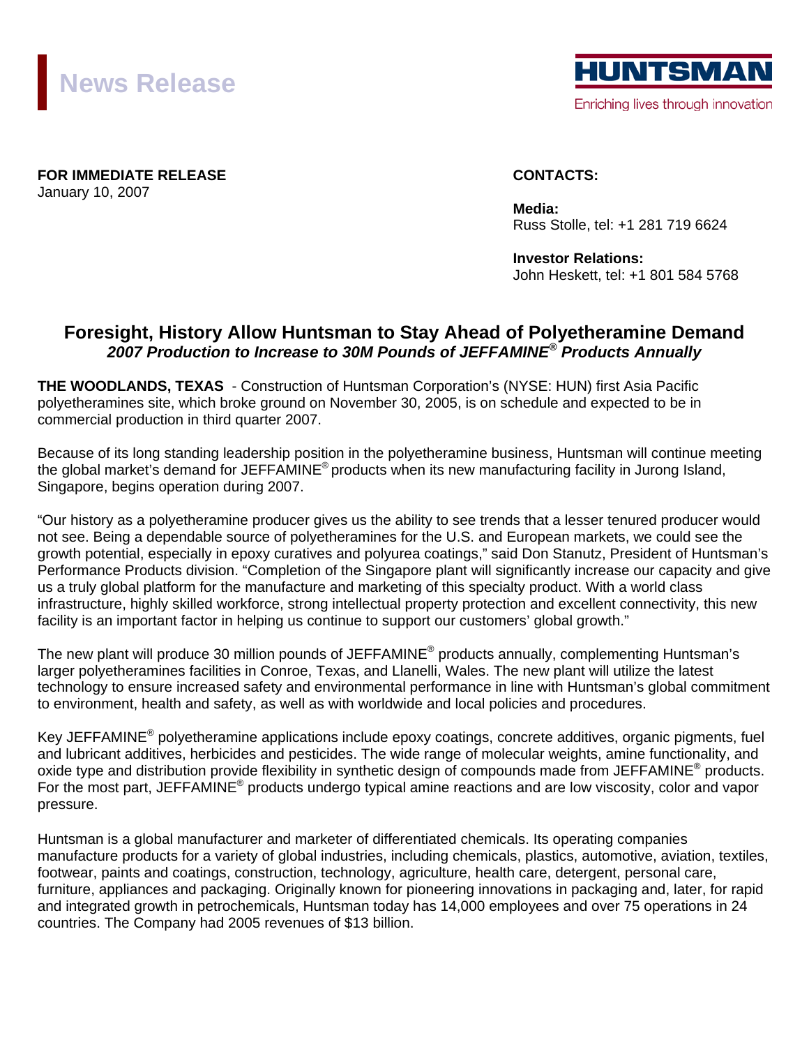# News Release

**HUNTSMAN**
Enriching lives through innovation

**FOR IMMEDIATE RELEASE**
January 10, 2007

**CONTACTS:**

**Media:**
Russ Stolle, tel: +1 281 719 6624

**Investor Relations:**
John Heskett, tel: +1 801 584 5768

## Foresight, History Allow Huntsman to Stay Ahead of Polyetheramine Demand

***2007 Production to Increase to 30M Pounds of JEFFAMINE® Products Annually***

**THE WOODLANDS, TEXAS** - Construction of Huntsman Corporation's (NYSE: HUN) first Asia Pacific polyetheramines site, which broke ground on November 30, 2005, is on schedule and expected to be in commercial production in third quarter 2007.

Because of its long standing leadership position in the polyetheramine business, Huntsman will continue meeting the global market's demand for JEFFAMINE® products when its new manufacturing facility in Jurong Island, Singapore, begins operation during 2007.

"Our history as a polyetheramine producer gives us the ability to see trends that a lesser tenured producer would not see. Being a dependable source of polyetheramines for the U.S. and European markets, we could see the growth potential, especially in epoxy curatives and polyurea coatings," said Don Stanutz, President of Huntsman's Performance Products division. "Completion of the Singapore plant will significantly increase our capacity and give us a truly global platform for the manufacture and marketing of this specialty product. With a world class infrastructure, highly skilled workforce, strong intellectual property protection and excellent connectivity, this new facility is an important factor in helping us continue to support our customers' global growth."

The new plant will produce 30 million pounds of JEFFAMINE® products annually, complementing Huntsman's larger polyetheramines facilities in Conroe, Texas, and Llanelli, Wales. The new plant will utilize the latest technology to ensure increased safety and environmental performance in line with Huntsman's global commitment to environment, health and safety, as well as with worldwide and local policies and procedures.

Key JEFFAMINE® polyetheramine applications include epoxy coatings, concrete additives, organic pigments, fuel and lubricant additives, herbicides and pesticides. The wide range of molecular weights, amine functionality, and oxide type and distribution provide flexibility in synthetic design of compounds made from JEFFAMINE® products. For the most part, JEFFAMINE® products undergo typical amine reactions and are low viscosity, color and vapor pressure.

Huntsman is a global manufacturer and marketer of differentiated chemicals. Its operating companies manufacture products for a variety of global industries, including chemicals, plastics, automotive, aviation, textiles, footwear, paints and coatings, construction, technology, agriculture, health care, detergent, personal care, furniture, appliances and packaging. Originally known for pioneering innovations in packaging and, later, for rapid and integrated growth in petrochemicals, Huntsman today has 14,000 employees and over 75 operations in 24 countries. The Company had 2005 revenues of $13 billion.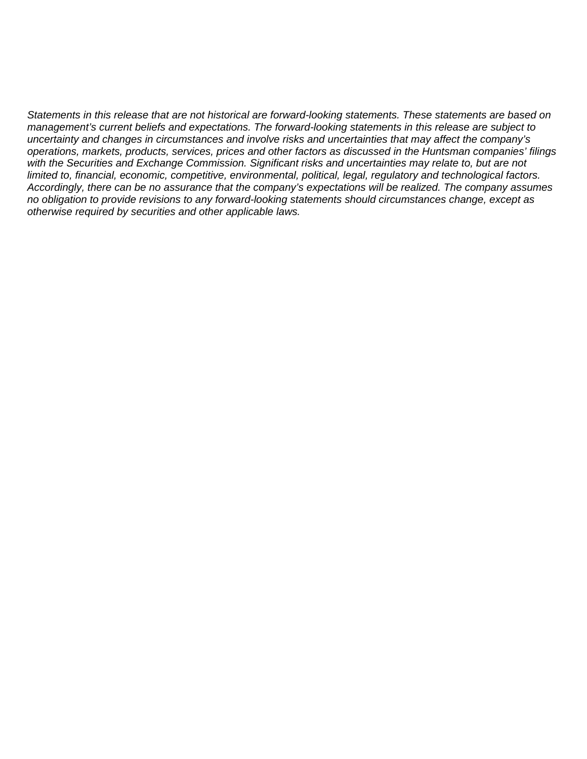*Statements in this release that are not historical are forward-looking statements. These statements are based on management's current beliefs and expectations. The forward-looking statements in this release are subject to uncertainty and changes in circumstances and involve risks and uncertainties that may affect the company's operations, markets, products, services, prices and other factors as discussed in the Huntsman companies' filings with the Securities and Exchange Commission. Significant risks and uncertainties may relate to, but are not limited to, financial, economic, competitive, environmental, political, legal, regulatory and technological factors. Accordingly, there can be no assurance that the company's expectations will be realized. The company assumes no obligation to provide revisions to any forward-looking statements should circumstances change, except as otherwise required by securities and other applicable laws.*